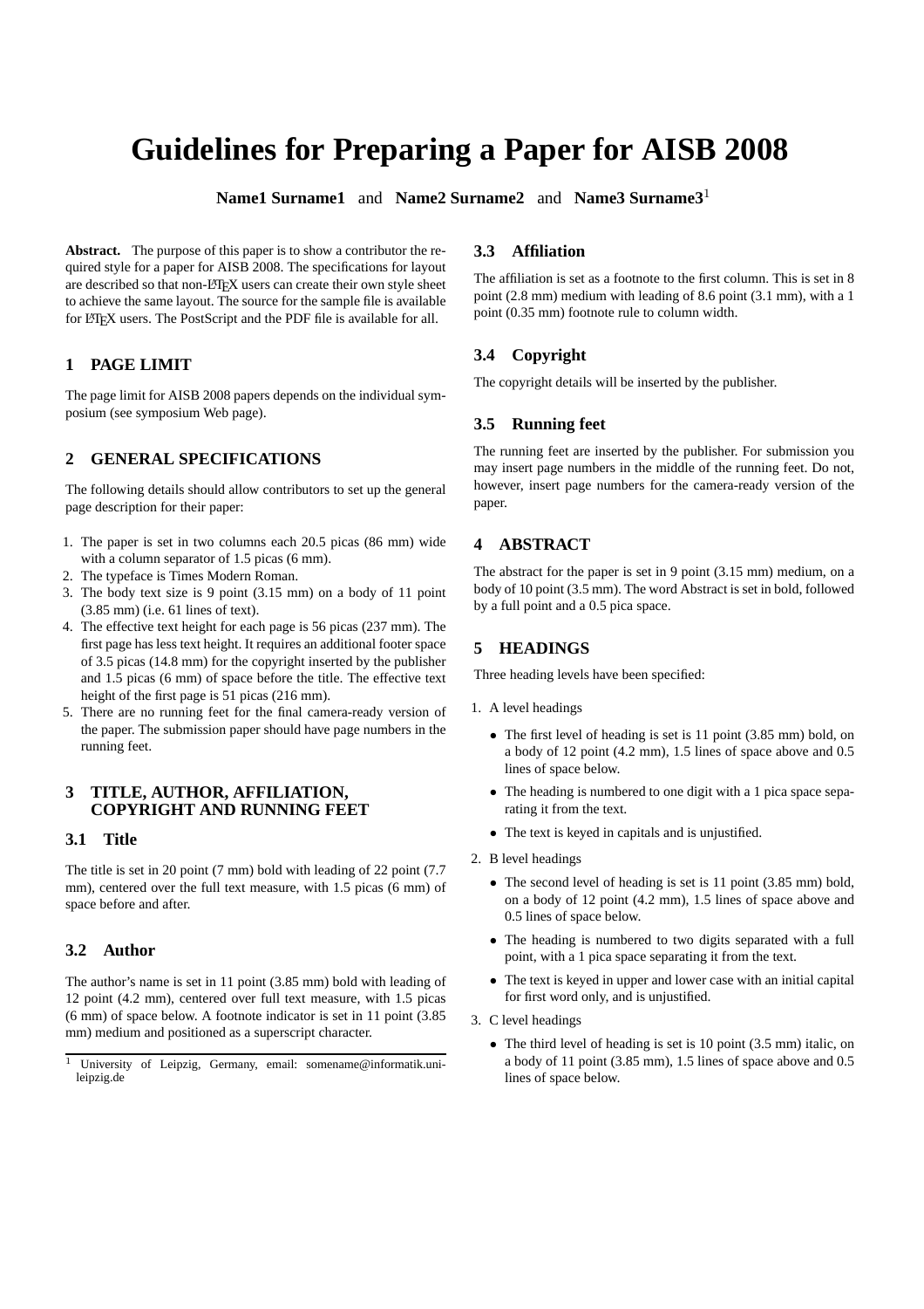# Guidelines for Preparing a Paper for AISB 2008

**Name1 Surname1** and **Name2 Surname2** and **Name3 Surname3**[1]

**Abstract.** The purpose of this paper is to show a contributor the required style for a paper for AISB 2008. The specifications for layout are described so that non-LaTeX users can create their own style sheet to achieve the same layout. The source for the sample file is available for LaTeX users. The PostScript and the PDF file is available for all.

## 1 PAGE LIMIT

The page limit for AISB 2008 papers depends on the individual symposium (see symposium Web page).

## 2 GENERAL SPECIFICATIONS

The following details should allow contributors to set up the general page description for their paper:

1. The paper is set in two columns each 20.5 picas (86 mm) wide with a column separator of 1.5 picas (6 mm).
2. The typeface is Times Modern Roman.
3. The body text size is 9 point (3.15 mm) on a body of 11 point (3.85 mm) (i.e. 61 lines of text).
4. The effective text height for each page is 56 picas (237 mm). The first page has less text height. It requires an additional footer space of 3.5 picas (14.8 mm) for the copyright inserted by the publisher and 1.5 picas (6 mm) of space before the title. The effective text height of the first page is 51 picas (216 mm).
5. There are no running feet for the final camera-ready version of the paper. The submission paper should have page numbers in the running feet.

## 3 TITLE, AUTHOR, AFFILIATION, COPYRIGHT AND RUNNING FEET

### 3.1 Title

The title is set in 20 point (7 mm) bold with leading of 22 point (7.7 mm), centered over the full text measure, with 1.5 picas (6 mm) of space before and after.

### 3.2 Author

The author's name is set in 11 point (3.85 mm) bold with leading of 12 point (4.2 mm), centered over full text measure, with 1.5 picas (6 mm) of space below. A footnote indicator is set in 11 point (3.85 mm) medium and positioned as a superscript character.

[1] University of Leipzig, Germany, email: somename@informatik.uni-leipzig.de

### 3.3 Affiliation

The affiliation is set as a footnote to the first column. This is set in 8 point (2.8 mm) medium with leading of 8.6 point (3.1 mm), with a 1 point (0.35 mm) footnote rule to column width.

### 3.4 Copyright

The copyright details will be inserted by the publisher.

### 3.5 Running feet

The running feet are inserted by the publisher. For submission you may insert page numbers in the middle of the running feet. Do not, however, insert page numbers for the camera-ready version of the paper.

## 4 ABSTRACT

The abstract for the paper is set in 9 point (3.15 mm) medium, on a body of 10 point (3.5 mm). The word Abstract is set in bold, followed by a full point and a 0.5 pica space.

## 5 HEADINGS

Three heading levels have been specified:

1. A level headings
   - The first level of heading is set is 11 point (3.85 mm) bold, on a body of 12 point (4.2 mm), 1.5 lines of space above and 0.5 lines of space below.
   - The heading is numbered to one digit with a 1 pica space separating it from the text.
   - The text is keyed in capitals and is unjustified.
2. B level headings
   - The second level of heading is set is 11 point (3.85 mm) bold, on a body of 12 point (4.2 mm), 1.5 lines of space above and 0.5 lines of space below.
   - The heading is numbered to two digits separated with a full point, with a 1 pica space separating it from the text.
   - The text is keyed in upper and lower case with an initial capital for first word only, and is unjustified.
3. C level headings
   - The third level of heading is set is 10 point (3.5 mm) italic, on a body of 11 point (3.85 mm), 1.5 lines of space above and 0.5 lines of space below.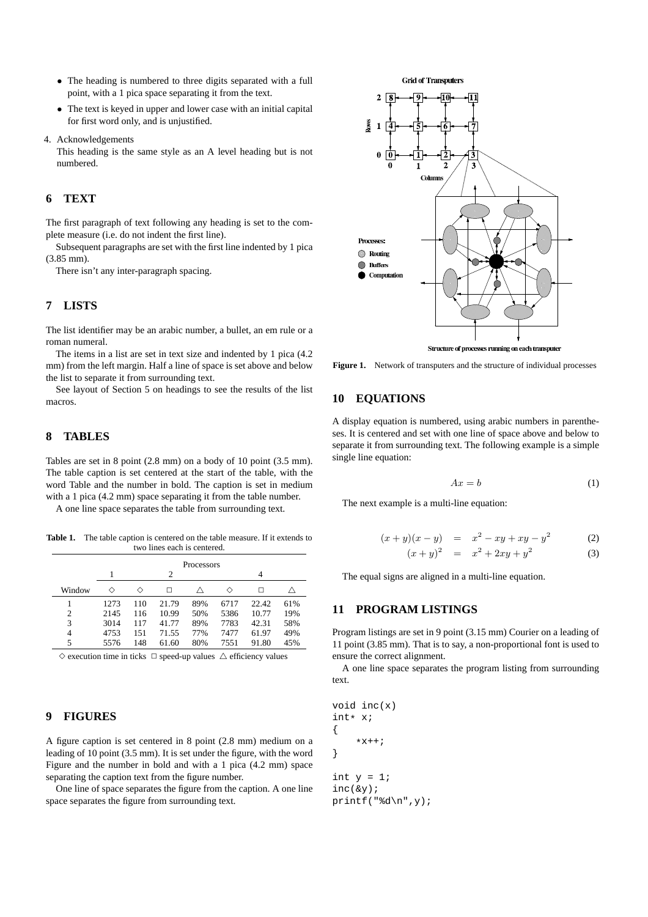- The heading is numbered to three digits separated with a full point, with a 1 pica space separating it from the text.
- The text is keyed in upper and lower case with an initial capital for first word only, and is unjustified.

4. Acknowledgements
   This heading is the same style as an A level heading but is not numbered.

## 6 TEXT

The first paragraph of text following any heading is set to the complete measure (i.e. do not indent the first line).

Subsequent paragraphs are set with the first line indented by 1 pica (3.85 mm).

There isn't any inter-paragraph spacing.

## 7 LISTS

The list identifier may be an arabic number, a bullet, an em rule or a roman numeral.

The items in a list are set in text size and indented by 1 pica (4.2 mm) from the left margin. Half a line of space is set above and below the list to separate it from surrounding text.

See layout of Section 5 on headings to see the results of the list macros.

## 8 TABLES

Tables are set in 8 point (2.8 mm) on a body of 10 point (3.5 mm). The table caption is set centered at the start of the table, with the word Table and the number in bold. The caption is set in medium with a 1 pica (4.2 mm) space separating it from the table number.

A one line space separates the table from surrounding text.

**Table 1.** The table caption is centered on the table measure. If it extends to two lines each is centered.

| | Processors | | | | | | |
|---|---|---|---|---|---|---|---|
| | 1 | | 2 | | 4 | | |
| Window | ◇ | ◇ | □ | △ | ◇ | □ | △ |
| 1 | 1273 | 110 | 21.79 | 89% | 6717 | 22.42 | 61% |
| 2 | 2145 | 116 | 10.99 | 50% | 5386 | 10.77 | 19% |
| 3 | 3014 | 117 | 41.77 | 89% | 7783 | 42.31 | 58% |
| 4 | 4753 | 151 | 71.55 | 77% | 7477 | 61.97 | 49% |
| 5 | 5576 | 148 | 61.60 | 80% | 7551 | 91.80 | 45% |

◇ execution time in ticks □ speed-up values △ efficiency values

## 9 FIGURES

A figure caption is set centered in 8 point (2.8 mm) medium on a leading of 10 point (3.5 mm). It is set under the figure, with the word Figure and the number in bold and with a 1 pica (4.2 mm) space separating the caption text from the figure number.

One line of space separates the figure from the caption. A one line space separates the figure from surrounding text.

**Figure 1.** Network of transputers and the structure of individual processes

## 10 EQUATIONS

A display equation is numbered, using arabic numbers in parentheses. It is centered and set with one line of space above and below to separate it from surrounding text. The following example is a simple single line equation:

$$Ax = b \tag{1}$$

The next example is a multi-line equation:

$$(x+y)(x-y) = x^2 - xy + xy - y^2 \tag{2}$$

$$(x+y)^2 = x^2 + 2xy + y^2 \tag{3}$$

The equal signs are aligned in a multi-line equation.

## 11 PROGRAM LISTINGS

Program listings are set in 9 point (3.15 mm) Courier on a leading of 11 point (3.85 mm). That is to say, a non-proportional font is used to ensure the correct alignment.

A one line space separates the program listing from surrounding text.

```
void inc(x)
int* x;
{
    *x++;
}

int y = 1;
inc(&y);
printf("%d\n",y);
```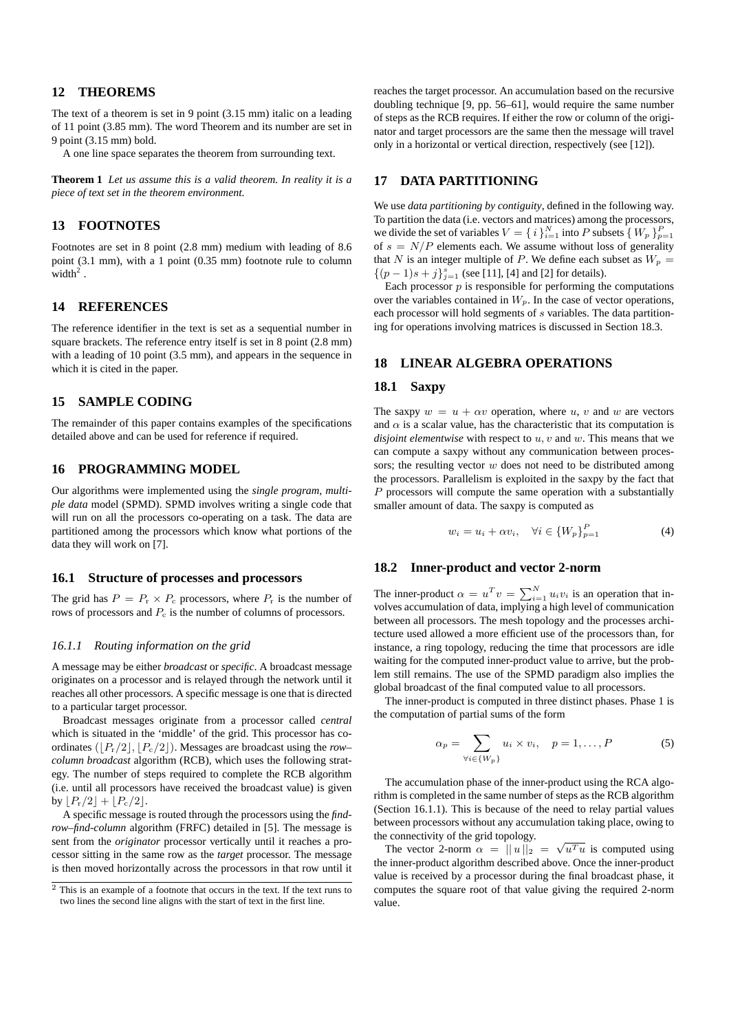## 12 THEOREMS

The text of a theorem is set in 9 point (3.15 mm) italic on a leading of 11 point (3.85 mm). The word Theorem and its number are set in 9 point (3.15 mm) bold.

A one line space separates the theorem from surrounding text.

**Theorem 1** *Let us assume this is a valid theorem. In reality it is a piece of text set in the theorem environment.*

## 13 FOOTNOTES

Footnotes are set in 8 point (2.8 mm) medium with leading of 8.6 point (3.1 mm), with a 1 point (0.35 mm) footnote rule to column width[2] .

## 14 REFERENCES

The reference identifier in the text is set as a sequential number in square brackets. The reference entry itself is set in 8 point (2.8 mm) with a leading of 10 point (3.5 mm), and appears in the sequence in which it is cited in the paper.

## 15 SAMPLE CODING

The remainder of this paper contains examples of the specifications detailed above and can be used for reference if required.

## 16 PROGRAMMING MODEL

Our algorithms were implemented using the *single program, multiple data* model (SPMD). SPMD involves writing a single code that will run on all the processors co-operating on a task. The data are partitioned among the processors which know what portions of the data they will work on [7].

### 16.1 Structure of processes and processors

The grid has $P = P_{\rm r} \times P_{\rm c}$ processors, where $P_{\rm r}$ is the number of rows of processors and $P_{\rm c}$ is the number of columns of processors.

#### *16.1.1 Routing information on the grid*

A message may be either *broadcast* or *specific*. A broadcast message originates on a processor and is relayed through the network until it reaches all other processors. A specific message is one that is directed to a particular target processor.

Broadcast messages originate from a processor called *central* which is situated in the 'middle' of the grid. This processor has co-ordinates $(\lfloor P_{\rm r}/2 \rfloor, \lfloor P_{\rm c}/2 \rfloor)$. Messages are broadcast using the *row–column broadcast* algorithm (RCB), which uses the following strategy. The number of steps required to complete the RCB algorithm (i.e. until all processors have received the broadcast value) is given by $\lfloor P_{\rm r}/2 \rfloor + \lfloor P_{\rm c}/2 \rfloor$.

A specific message is routed through the processors using the *find-row–find-column* algorithm (FRFC) detailed in [5]. The message is sent from the *originator* processor vertically until it reaches a processor sitting in the same row as the *target* processor. The message is then moved horizontally across the processors in that row until it reaches the target processor. An accumulation based on the recursive doubling technique [9, pp. 56–61], would require the same number of steps as the RCB requires. If either the row or column of the originator and target processors are the same then the message will travel only in a horizontal or vertical direction, respectively (see [12]).

## 17 DATA PARTITIONING

We use *data partitioning by contiguity*, defined in the following way. To partition the data (i.e. vectors and matrices) among the processors, we divide the set of variables $V = \{\, i \,\}_{i=1}^{N}$ into $P$ subsets $\{\, W_p \,\}_{p=1}^{P}$ of $s = N/P$ elements each. We assume without loss of generality that $N$ is an integer multiple of $P$. We define each subset as $W_p = \{(p-1)s + j\}_{j=1}^{s}$ (see [11], [4] and [2] for details).

Each processor $p$ is responsible for performing the computations over the variables contained in $W_p$. In the case of vector operations, each processor will hold segments of $s$ variables. The data partitioning for operations involving matrices is discussed in Section 18.3.

## 18 LINEAR ALGEBRA OPERATIONS

### 18.1 Saxpy

The saxpy $w = u + \alpha v$ operation, where $u$, $v$ and $w$ are vectors and $\alpha$ is a scalar value, has the characteristic that its computation is *disjoint elementwise* with respect to $u, v$ and $w$. This means that we can compute a saxpy without any communication between processors; the resulting vector $w$ does not need to be distributed among the processors. Parallelism is exploited in the saxpy by the fact that $P$ processors will compute the same operation with a substantially smaller amount of data. The saxpy is computed as

$$w_i = u_i + \alpha v_i, \quad \forall i \in \{W_p\}_{p=1}^{P} \tag{4}$$

### 18.2 Inner-product and vector 2-norm

The inner-product $\alpha = u^T v = \sum_{i=1}^{N} u_i v_i$ is an operation that involves accumulation of data, implying a high level of communication between all processors. The mesh topology and the processes architecture used allowed a more efficient use of the processors than, for instance, a ring topology, reducing the time that processors are idle waiting for the computed inner-product value to arrive, but the problem still remains. The use of the SPMD paradigm also implies the global broadcast of the final computed value to all processors.

The inner-product is computed in three distinct phases. Phase 1 is the computation of partial sums of the form

$$\alpha_p = \sum_{\forall i \in \{W_p\}} u_i \times v_i, \quad p = 1, \ldots, P \tag{5}$$

The accumulation phase of the inner-product using the RCA algorithm is completed in the same number of steps as the RCB algorithm (Section 16.1.1). This is because of the need to relay partial values between processors without any accumulation taking place, owing to the connectivity of the grid topology.

The vector 2-norm $\alpha = \|\, u \,\|_2 = \sqrt{u^T u}$ is computed using the inner-product algorithm described above. Once the inner-product value is received by a processor during the final broadcast phase, it computes the square root of that value giving the required 2-norm value.

[2] This is an example of a footnote that occurs in the text. If the text runs to two lines the second line aligns with the start of text in the first line.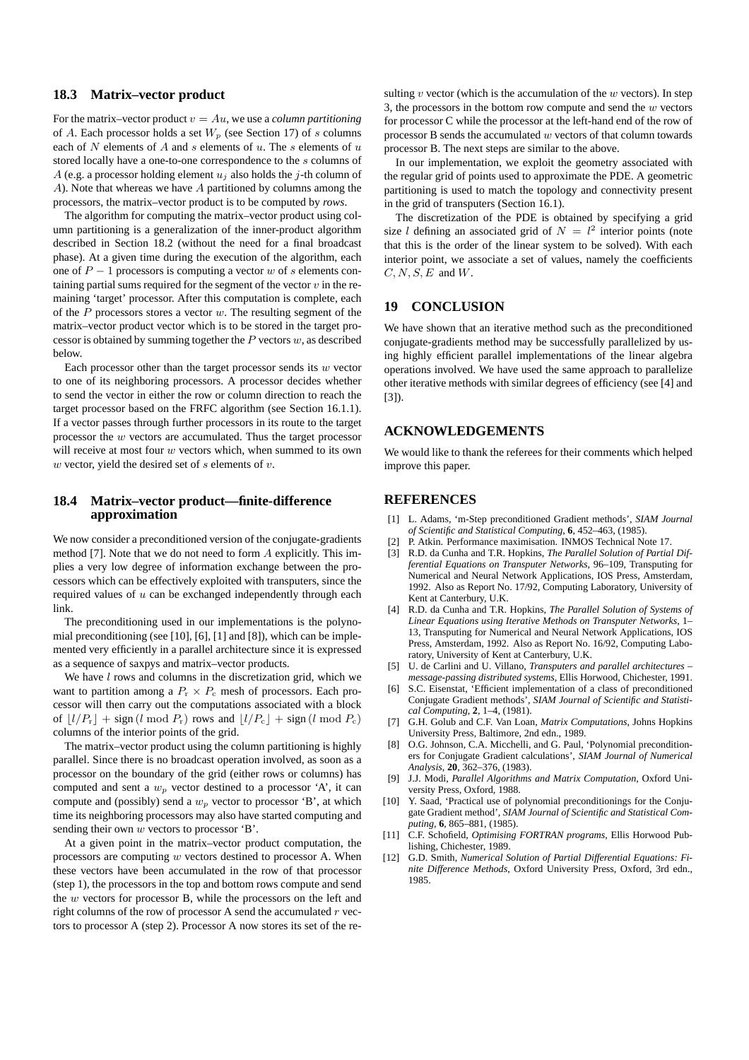### 18.3 Matrix–vector product

For the matrix–vector product $v = Au$, we use a *column partitioning* of $A$. Each processor holds a set $W_p$ (see Section 17) of $s$ columns each of $N$ elements of $A$ and $s$ elements of $u$. The $s$ elements of $u$ stored locally have a one-to-one correspondence to the $s$ columns of $A$ (e.g. a processor holding element $u_j$ also holds the $j$-th column of $A$). Note that whereas we have $A$ partitioned by columns among the processors, the matrix–vector product is to be computed by *rows*.

The algorithm for computing the matrix–vector product using column partitioning is a generalization of the inner-product algorithm described in Section 18.2 (without the need for a final broadcast phase). At a given time during the execution of the algorithm, each one of $P-1$ processors is computing a vector $w$ of $s$ elements containing partial sums required for the segment of the vector $v$ in the remaining 'target' processor. After this computation is complete, each of the $P$ processors stores a vector $w$. The resulting segment of the matrix–vector product vector which is to be stored in the target processor is obtained by summing together the $P$ vectors $w$, as described below.

Each processor other than the target processor sends its $w$ vector to one of its neighboring processors. A processor decides whether to send the vector in either the row or column direction to reach the target processor based on the FRFC algorithm (see Section 16.1.1). If a vector passes through further processors in its route to the target processor the $w$ vectors are accumulated. Thus the target processor will receive at most four $w$ vectors which, when summed to its own $w$ vector, yield the desired set of $s$ elements of $v$.

### 18.4 Matrix–vector product—finite-difference approximation

We now consider a preconditioned version of the conjugate-gradients method [7]. Note that we do not need to form $A$ explicitly. This implies a very low degree of information exchange between the processors which can be effectively exploited with transputers, since the required values of $u$ can be exchanged independently through each link.

The preconditioning used in our implementations is the polynomial preconditioning (see [10], [6], [1] and [8]), which can be implemented very efficiently in a parallel architecture since it is expressed as a sequence of saxpys and matrix–vector products.

We have $l$ rows and columns in the discretization grid, which we want to partition among a $P_r \times P_c$ mesh of processors. Each processor will then carry out the computations associated with a block of $\lfloor l/P_r \rfloor + \text{sign}\,(l \bmod P_r)$ rows and $\lfloor l/P_c \rfloor + \text{sign}\,(l \bmod P_c)$ columns of the interior points of the grid.

The matrix–vector product using the column partitioning is highly parallel. Since there is no broadcast operation involved, as soon as a processor on the boundary of the grid (either rows or columns) has computed and sent a $w_p$ vector destined to a processor 'A', it can compute and (possibly) send a $w_p$ vector to processor 'B', at which time its neighboring processors may also have started computing and sending their own $w$ vectors to processor 'B'.

At a given point in the matrix–vector product computation, the processors are computing $w$ vectors destined to processor A. When these vectors have been accumulated in the row of that processor (step 1), the processors in the top and bottom rows compute and send the $w$ vectors for processor B, while the processors on the left and right columns of the row of processor A send the accumulated $r$ vectors to processor A (step 2). Processor A now stores its set of the resulting $v$ vector (which is the accumulation of the $w$ vectors). In step 3, the processors in the bottom row compute and send the $w$ vectors for processor C while the processor at the left-hand end of the row of processor B sends the accumulated $w$ vectors of that column towards processor B. The next steps are similar to the above.

In our implementation, we exploit the geometry associated with the regular grid of points used to approximate the PDE. A geometric partitioning is used to match the topology and connectivity present in the grid of transputers (Section 16.1).

The discretization of the PDE is obtained by specifying a grid size $l$ defining an associated grid of $N = l^2$ interior points (note that this is the order of the linear system to be solved). With each interior point, we associate a set of values, namely the coefficients $C, N, S, E$ and $W$.

## 19 CONCLUSION

We have shown that an iterative method such as the preconditioned conjugate-gradients method may be successfully parallelized by using highly efficient parallel implementations of the linear algebra operations involved. We have used the same approach to parallelize other iterative methods with similar degrees of efficiency (see [4] and [3]).

## ACKNOWLEDGEMENTS

We would like to thank the referees for their comments which helped improve this paper.

## REFERENCES

[1] L. Adams, 'm-Step preconditioned Gradient methods', *SIAM Journal of Scientific and Statistical Computing*, **6**, 452–463, (1985).

[2] P. Atkin. Performance maximisation. INMOS Technical Note 17.

[3] R.D. da Cunha and T.R. Hopkins, *The Parallel Solution of Partial Differential Equations on Transputer Networks*, 96–109, Transputing for Numerical and Neural Network Applications, IOS Press, Amsterdam, 1992. Also as Report No. 17/92, Computing Laboratory, University of Kent at Canterbury, U.K.

[4] R.D. da Cunha and T.R. Hopkins, *The Parallel Solution of Systems of Linear Equations using Iterative Methods on Transputer Networks*, 1–13, Transputing for Numerical and Neural Network Applications, IOS Press, Amsterdam, 1992. Also as Report No. 16/92, Computing Laboratory, University of Kent at Canterbury, U.K.

[5] U. de Carlini and U. Villano, *Transputers and parallel architectures – message-passing distributed systems*, Ellis Horwood, Chichester, 1991.

[6] S.C. Eisenstat, 'Efficient implementation of a class of preconditioned Conjugate Gradient methods', *SIAM Journal of Scientific and Statistical Computing*, **2**, 1–4, (1981).

[7] G.H. Golub and C.F. Van Loan, *Matrix Computations*, Johns Hopkins University Press, Baltimore, 2nd edn., 1989.

[8] O.G. Johnson, C.A. Micchelli, and G. Paul, 'Polynomial preconditioners for Conjugate Gradient calculations', *SIAM Journal of Numerical Analysis*, **20**, 362–376, (1983).

[9] J.J. Modi, *Parallel Algorithms and Matrix Computation*, Oxford University Press, Oxford, 1988.

[10] Y. Saad, 'Practical use of polynomial preconditionings for the Conjugate Gradient method', *SIAM Journal of Scientific and Statistical Computing*, **6**, 865–881, (1985).

[11] C.F. Schofield, *Optimising FORTRAN programs*, Ellis Horwood Publishing, Chichester, 1989.

[12] G.D. Smith, *Numerical Solution of Partial Differential Equations: Finite Difference Methods*, Oxford University Press, Oxford, 3rd edn., 1985.